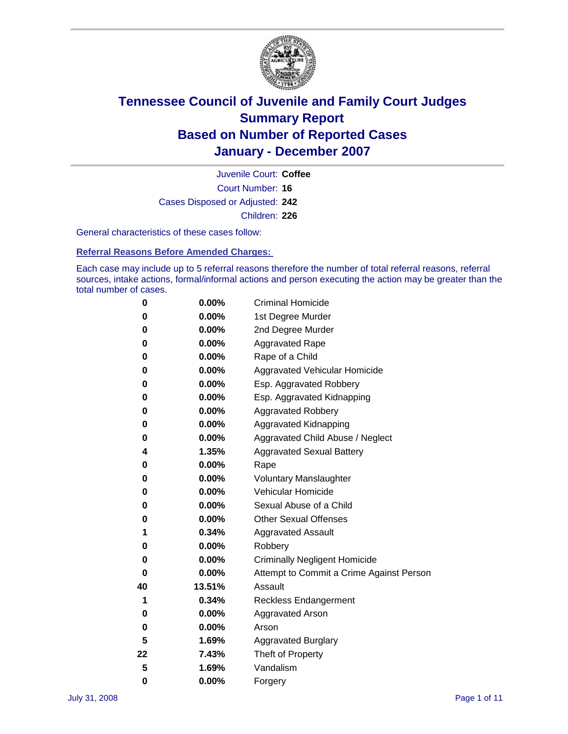# Tennessee Council of Juvenile and Family Court Judges
## Summary Report
## Based on Number of Reported Cases
## January - December 2007

Juvenile Court: **Coffee**
Court Number: **16**
Cases Disposed or Adjusted: **242**
Children: **226**

General characteristics of these cases follow:

### Referral Reasons Before Amended Charges:

Each case may include up to 5 referral reasons therefore the number of total referral reasons, referral sources, intake actions, formal/informal actions and person executing the action may be greater than the total number of cases.

| | | |
|---|---|---|
| 0 | 0.00% | Criminal Homicide |
| 0 | 0.00% | 1st Degree Murder |
| 0 | 0.00% | 2nd Degree Murder |
| 0 | 0.00% | Aggravated Rape |
| 0 | 0.00% | Rape of a Child |
| 0 | 0.00% | Aggravated Vehicular Homicide |
| 0 | 0.00% | Esp. Aggravated Robbery |
| 0 | 0.00% | Esp. Aggravated Kidnapping |
| 0 | 0.00% | Aggravated Robbery |
| 0 | 0.00% | Aggravated Kidnapping |
| 0 | 0.00% | Aggravated Child Abuse / Neglect |
| 4 | 1.35% | Aggravated Sexual Battery |
| 0 | 0.00% | Rape |
| 0 | 0.00% | Voluntary Manslaughter |
| 0 | 0.00% | Vehicular Homicide |
| 0 | 0.00% | Sexual Abuse of a Child |
| 0 | 0.00% | Other Sexual Offenses |
| 1 | 0.34% | Aggravated Assault |
| 0 | 0.00% | Robbery |
| 0 | 0.00% | Criminally Negligent Homicide |
| 0 | 0.00% | Attempt to Commit a Crime Against Person |
| 40 | 13.51% | Assault |
| 1 | 0.34% | Reckless Endangerment |
| 0 | 0.00% | Aggravated Arson |
| 0 | 0.00% | Arson |
| 5 | 1.69% | Aggravated Burglary |
| 22 | 7.43% | Theft of Property |
| 5 | 1.69% | Vandalism |
| 0 | 0.00% | Forgery |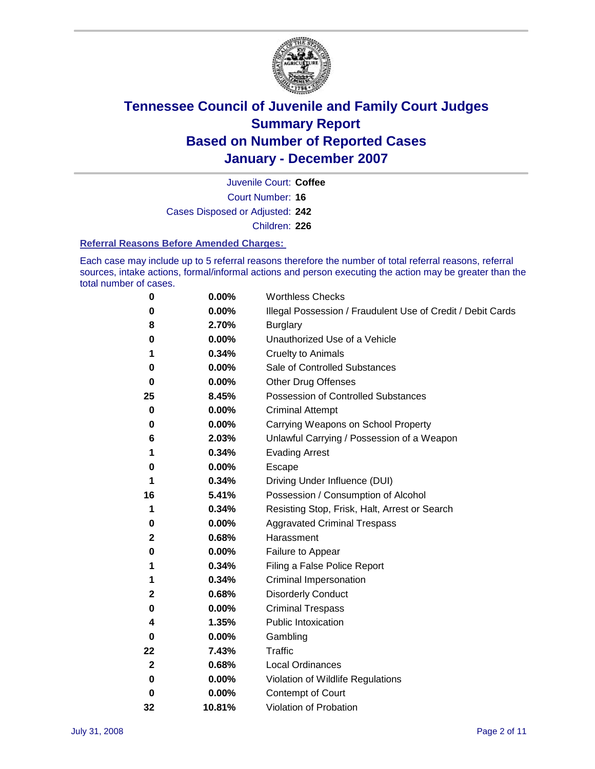# Tennessee Council of Juvenile and Family Court Judges
# Summary Report
# Based on Number of Reported Cases
# January - December 2007

Juvenile Court: **Coffee**

Court Number: **16**

Cases Disposed or Adjusted: **242**

Children: **226**

### Referral Reasons Before Amended Charges:

Each case may include up to 5 referral reasons therefore the number of total referral reasons, referral sources, intake actions, formal/informal actions and person executing the action may be greater than the total number of cases.

| | | |
|---|---|---|
| 0 | 0.00% | Worthless Checks |
| 0 | 0.00% | Illegal Possession / Fraudulent Use of Credit / Debit Cards |
| 8 | 2.70% | Burglary |
| 0 | 0.00% | Unauthorized Use of a Vehicle |
| 1 | 0.34% | Cruelty to Animals |
| 0 | 0.00% | Sale of Controlled Substances |
| 0 | 0.00% | Other Drug Offenses |
| 25 | 8.45% | Possession of Controlled Substances |
| 0 | 0.00% | Criminal Attempt |
| 0 | 0.00% | Carrying Weapons on School Property |
| 6 | 2.03% | Unlawful Carrying / Possession of a Weapon |
| 1 | 0.34% | Evading Arrest |
| 0 | 0.00% | Escape |
| 1 | 0.34% | Driving Under Influence (DUI) |
| 16 | 5.41% | Possession / Consumption of Alcohol |
| 1 | 0.34% | Resisting Stop, Frisk, Halt, Arrest or Search |
| 0 | 0.00% | Aggravated Criminal Trespass |
| 2 | 0.68% | Harassment |
| 0 | 0.00% | Failure to Appear |
| 1 | 0.34% | Filing a False Police Report |
| 1 | 0.34% | Criminal Impersonation |
| 2 | 0.68% | Disorderly Conduct |
| 0 | 0.00% | Criminal Trespass |
| 4 | 1.35% | Public Intoxication |
| 0 | 0.00% | Gambling |
| 22 | 7.43% | Traffic |
| 2 | 0.68% | Local Ordinances |
| 0 | 0.00% | Violation of Wildlife Regulations |
| 0 | 0.00% | Contempt of Court |
| 32 | 10.81% | Violation of Probation |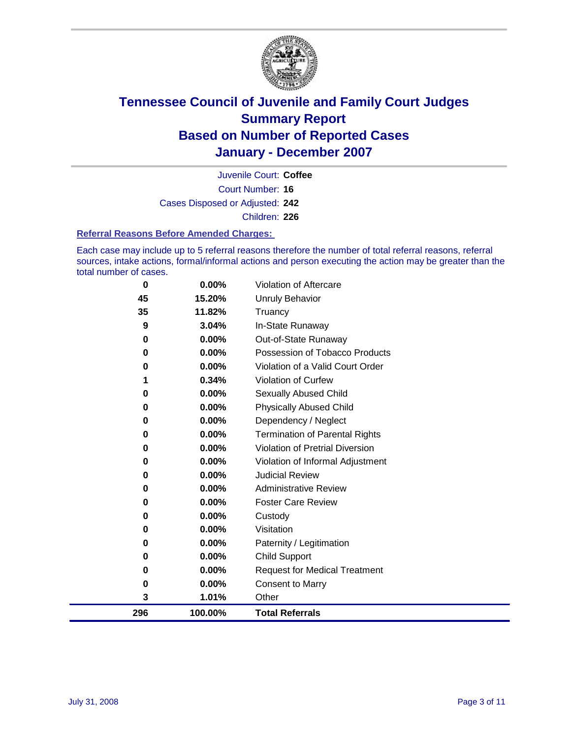# Tennessee Council of Juvenile and Family Court Judges
## Summary Report
## Based on Number of Reported Cases
## January - December 2007

Juvenile Court: **Coffee**

Court Number: **16**

Cases Disposed or Adjusted: **242**

Children: **226**

### Referral Reasons Before Amended Charges:

Each case may include up to 5 referral reasons therefore the number of total referral reasons, referral sources, intake actions, formal/informal actions and person executing the action may be greater than the total number of cases.

| Count | Percent | Referral Reason |
|---|---|---|
| 0 | 0.00% | Violation of Aftercare |
| 45 | 15.20% | Unruly Behavior |
| 35 | 11.82% | Truancy |
| 9 | 3.04% | In-State Runaway |
| 0 | 0.00% | Out-of-State Runaway |
| 0 | 0.00% | Possession of Tobacco Products |
| 0 | 0.00% | Violation of a Valid Court Order |
| 1 | 0.34% | Violation of Curfew |
| 0 | 0.00% | Sexually Abused Child |
| 0 | 0.00% | Physically Abused Child |
| 0 | 0.00% | Dependency / Neglect |
| 0 | 0.00% | Termination of Parental Rights |
| 0 | 0.00% | Violation of Pretrial Diversion |
| 0 | 0.00% | Violation of Informal Adjustment |
| 0 | 0.00% | Judicial Review |
| 0 | 0.00% | Administrative Review |
| 0 | 0.00% | Foster Care Review |
| 0 | 0.00% | Custody |
| 0 | 0.00% | Visitation |
| 0 | 0.00% | Paternity / Legitimation |
| 0 | 0.00% | Child Support |
| 0 | 0.00% | Request for Medical Treatment |
| 0 | 0.00% | Consent to Marry |
| 3 | 1.01% | Other |
| **296** | **100.00%** | **Total Referrals** |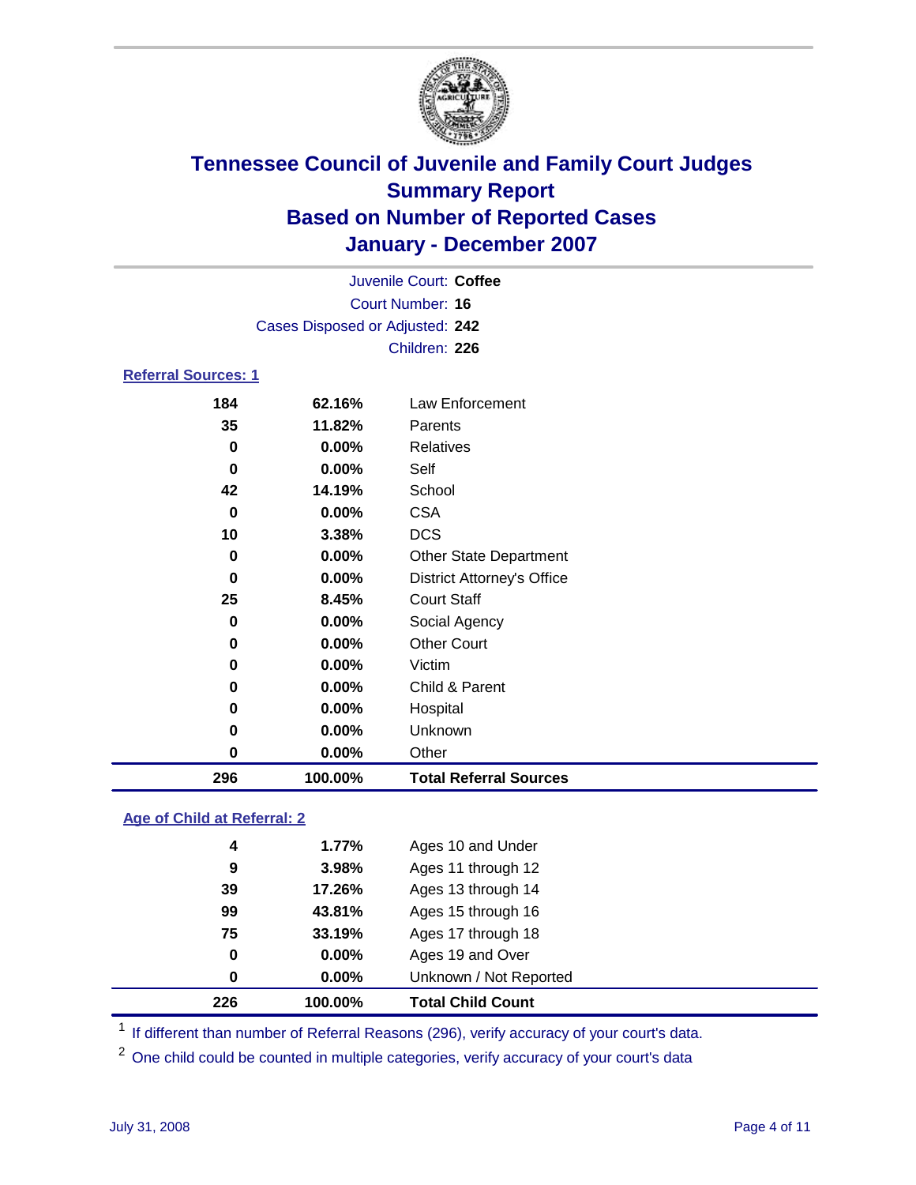# Tennessee Council of Juvenile and Family Court Judges
## Summary Report
## Based on Number of Reported Cases
## January - December 2007

Juvenile Court: **Coffee**
Court Number: **16**
Cases Disposed or Adjusted: **242**
Children: **226**

### Referral Sources: 1

| Count | Percent | Source |
|---|---|---|
| 184 | 62.16% | Law Enforcement |
| 35 | 11.82% | Parents |
| 0 | 0.00% | Relatives |
| 0 | 0.00% | Self |
| 42 | 14.19% | School |
| 0 | 0.00% | CSA |
| 10 | 3.38% | DCS |
| 0 | 0.00% | Other State Department |
| 0 | 0.00% | District Attorney's Office |
| 25 | 8.45% | Court Staff |
| 0 | 0.00% | Social Agency |
| 0 | 0.00% | Other Court |
| 0 | 0.00% | Victim |
| 0 | 0.00% | Child & Parent |
| 0 | 0.00% | Hospital |
| 0 | 0.00% | Unknown |
| 0 | 0.00% | Other |
| **296** | **100.00%** | **Total Referral Sources** |

### Age of Child at Referral: 2

| Count | Percent | Age |
|---|---|---|
| 4 | 1.77% | Ages 10 and Under |
| 9 | 3.98% | Ages 11 through 12 |
| 39 | 17.26% | Ages 13 through 14 |
| 99 | 43.81% | Ages 15 through 16 |
| 75 | 33.19% | Ages 17 through 18 |
| 0 | 0.00% | Ages 19 and Over |
| 0 | 0.00% | Unknown / Not Reported |
| **226** | **100.00%** | **Total Child Count** |

[1] If different than number of Referral Reasons (296), verify accuracy of your court's data.

[2] One child could be counted in multiple categories, verify accuracy of your court's data

July 31, 2008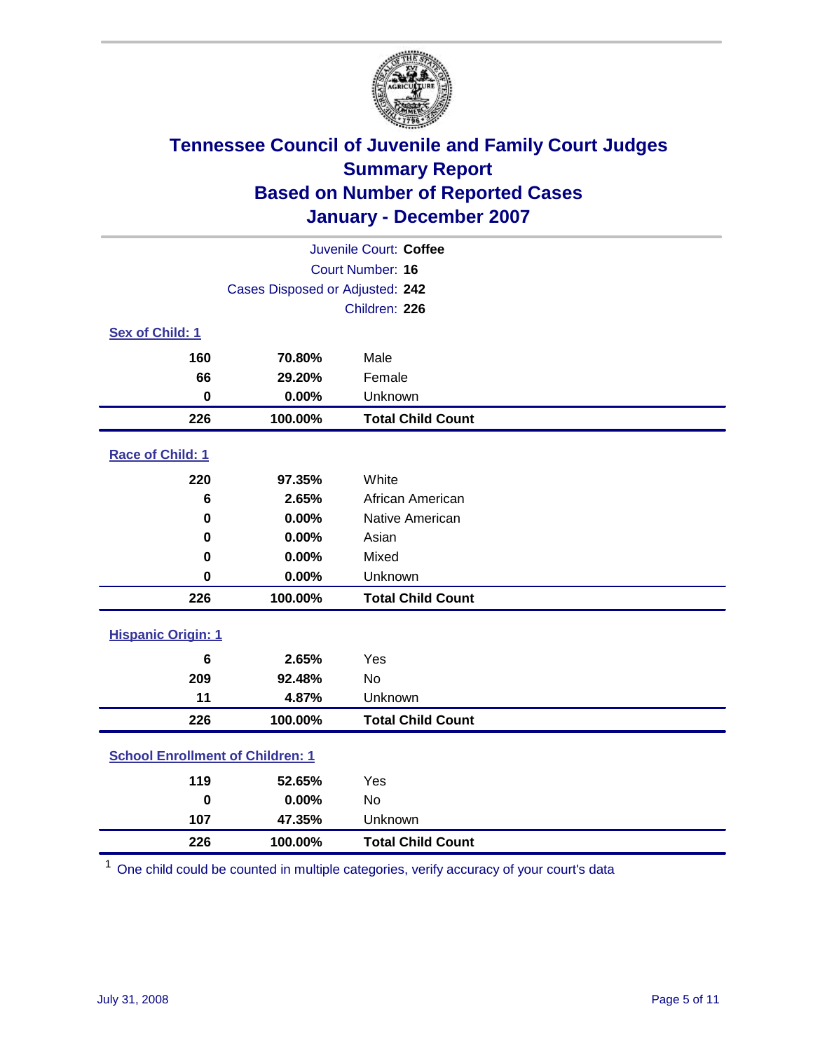# Tennessee Council of Juvenile and Family Court Judges
## Summary Report
## Based on Number of Reported Cases
## January - December 2007

Juvenile Court: **Coffee**
Court Number: **16**
Cases Disposed or Adjusted: **242**
Children: **226**

### Sex of Child: 1

| | | |
|---|---|---|
| 160 | 70.80% | Male |
| 66 | 29.20% | Female |
| 0 | 0.00% | Unknown |
| **226** | **100.00%** | **Total Child Count** |

### Race of Child: 1

| | | |
|---|---|---|
| 220 | 97.35% | White |
| 6 | 2.65% | African American |
| 0 | 0.00% | Native American |
| 0 | 0.00% | Asian |
| 0 | 0.00% | Mixed |
| 0 | 0.00% | Unknown |
| **226** | **100.00%** | **Total Child Count** |

### Hispanic Origin: 1

| | | |
|---|---|---|
| 6 | 2.65% | Yes |
| 209 | 92.48% | No |
| 11 | 4.87% | Unknown |
| **226** | **100.00%** | **Total Child Count** |

### School Enrollment of Children: 1

| | | |
|---|---|---|
| 119 | 52.65% | Yes |
| 0 | 0.00% | No |
| 107 | 47.35% | Unknown |
| **226** | **100.00%** | **Total Child Count** |

[1] One child could be counted in multiple categories, verify accuracy of your court's data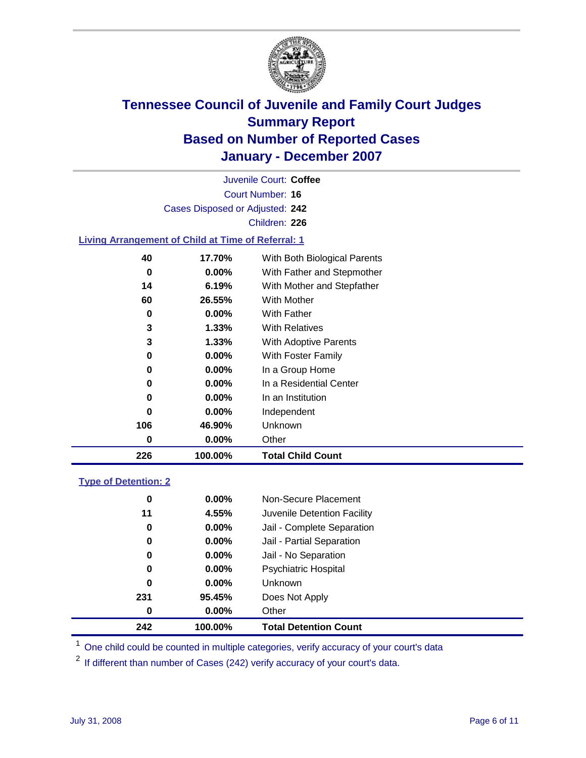# Tennessee Council of Juvenile and Family Court Judges
## Summary Report
## Based on Number of Reported Cases
## January - December 2007

Juvenile Court: **Coffee**

Court Number: **16**

Cases Disposed or Adjusted: **242**

Children: **226**

### Living Arrangement of Child at Time of Referral: 1

| Count | Percent | Category |
|---|---|---|
| 40 | 17.70% | With Both Biological Parents |
| 0 | 0.00% | With Father and Stepmother |
| 14 | 6.19% | With Mother and Stepfather |
| 60 | 26.55% | With Mother |
| 0 | 0.00% | With Father |
| 3 | 1.33% | With Relatives |
| 3 | 1.33% | With Adoptive Parents |
| 0 | 0.00% | With Foster Family |
| 0 | 0.00% | In a Group Home |
| 0 | 0.00% | In a Residential Center |
| 0 | 0.00% | In an Institution |
| 0 | 0.00% | Independent |
| 106 | 46.90% | Unknown |
| 0 | 0.00% | Other |
| **226** | **100.00%** | **Total Child Count** |

### Type of Detention: 2

| Count | Percent | Category |
|---|---|---|
| 0 | 0.00% | Non-Secure Placement |
| 11 | 4.55% | Juvenile Detention Facility |
| 0 | 0.00% | Jail - Complete Separation |
| 0 | 0.00% | Jail - Partial Separation |
| 0 | 0.00% | Jail - No Separation |
| 0 | 0.00% | Psychiatric Hospital |
| 0 | 0.00% | Unknown |
| 231 | 95.45% | Does Not Apply |
| 0 | 0.00% | Other |
| **242** | **100.00%** | **Total Detention Count** |

[1] One child could be counted in multiple categories, verify accuracy of your court's data

[2] If different than number of Cases (242) verify accuracy of your court's data.

July 31, 2008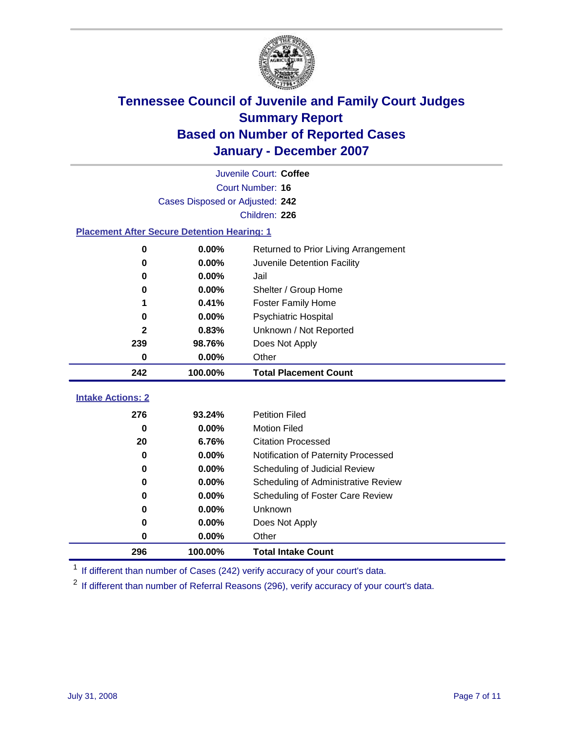# Tennessee Council of Juvenile and Family Court Judges
## Summary Report
## Based on Number of Reported Cases
## January - December 2007

Juvenile Court: **Coffee**

Court Number: **16**

Cases Disposed or Adjusted: **242**

Children: **226**

### Placement After Secure Detention Hearing: 1

| Count | Percent | Placement |
|---|---|---|
| 0 | 0.00% | Returned to Prior Living Arrangement |
| 0 | 0.00% | Juvenile Detention Facility |
| 0 | 0.00% | Jail |
| 0 | 0.00% | Shelter / Group Home |
| 1 | 0.41% | Foster Family Home |
| 0 | 0.00% | Psychiatric Hospital |
| 2 | 0.83% | Unknown / Not Reported |
| 239 | 98.76% | Does Not Apply |
| 0 | 0.00% | Other |
| **242** | **100.00%** | **Total Placement Count** |

### Intake Actions: 2

| Count | Percent | Intake Action |
|---|---|---|
| 276 | 93.24% | Petition Filed |
| 0 | 0.00% | Motion Filed |
| 20 | 6.76% | Citation Processed |
| 0 | 0.00% | Notification of Paternity Processed |
| 0 | 0.00% | Scheduling of Judicial Review |
| 0 | 0.00% | Scheduling of Administrative Review |
| 0 | 0.00% | Scheduling of Foster Care Review |
| 0 | 0.00% | Unknown |
| 0 | 0.00% | Does Not Apply |
| 0 | 0.00% | Other |
| **296** | **100.00%** | **Total Intake Count** |

[1] If different than number of Cases (242) verify accuracy of your court's data.

[2] If different than number of Referral Reasons (296), verify accuracy of your court's data.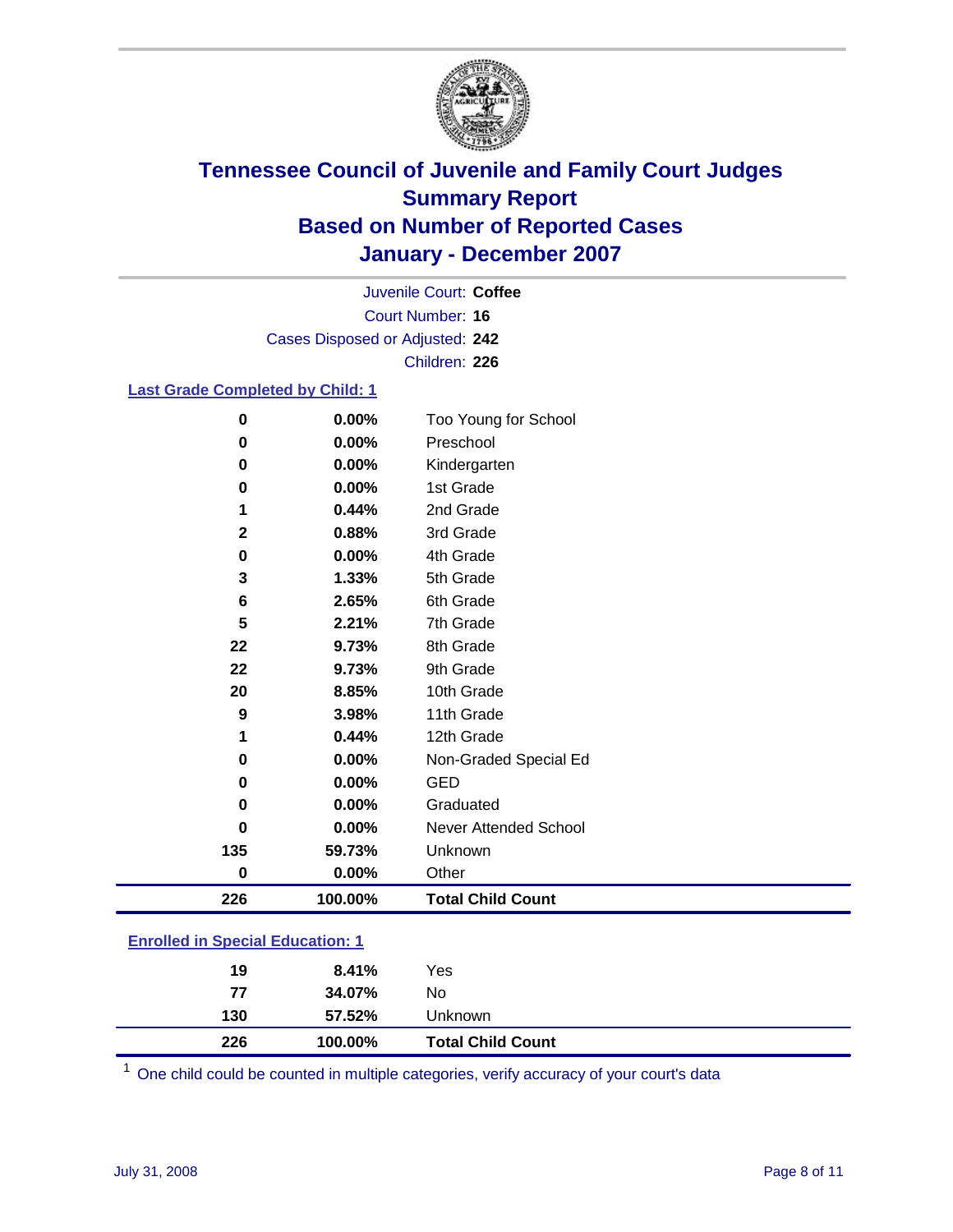# Tennessee Council of Juvenile and Family Court Judges
## Summary Report
## Based on Number of Reported Cases
## January - December 2007

Juvenile Court: **Coffee**
Court Number: **16**
Cases Disposed or Adjusted: **242**
Children: **226**

### Last Grade Completed by Child: 1

| Count | Percent | Category |
|---|---|---|
| 0 | 0.00% | Too Young for School |
| 0 | 0.00% | Preschool |
| 0 | 0.00% | Kindergarten |
| 0 | 0.00% | 1st Grade |
| 1 | 0.44% | 2nd Grade |
| 2 | 0.88% | 3rd Grade |
| 0 | 0.00% | 4th Grade |
| 3 | 1.33% | 5th Grade |
| 6 | 2.65% | 6th Grade |
| 5 | 2.21% | 7th Grade |
| 22 | 9.73% | 8th Grade |
| 22 | 9.73% | 9th Grade |
| 20 | 8.85% | 10th Grade |
| 9 | 3.98% | 11th Grade |
| 1 | 0.44% | 12th Grade |
| 0 | 0.00% | Non-Graded Special Ed |
| 0 | 0.00% | GED |
| 0 | 0.00% | Graduated |
| 0 | 0.00% | Never Attended School |
| 135 | 59.73% | Unknown |
| 0 | 0.00% | Other |
| **226** | **100.00%** | **Total Child Count** |

### Enrolled in Special Education: 1

| Count | Percent | Category |
|---|---|---|
| 19 | 8.41% | Yes |
| 77 | 34.07% | No |
| 130 | 57.52% | Unknown |
| **226** | **100.00%** | **Total Child Count** |

[1] One child could be counted in multiple categories, verify accuracy of your court's data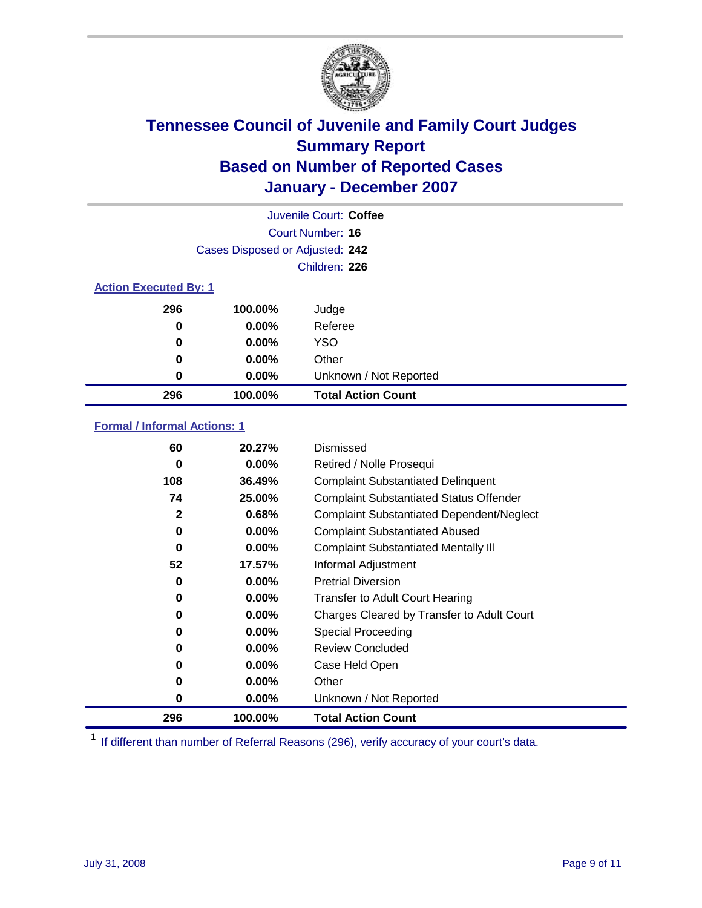# Tennessee Council of Juvenile and Family Court Judges
## Summary Report
## Based on Number of Reported Cases
## January - December 2007

Juvenile Court: **Coffee**
Court Number: **16**
Cases Disposed or Adjusted: **242**
Children: **226**

### Action Executed By: 1

| | | |
|---|---|---|
| 296 | 100.00% | Judge |
| 0 | 0.00% | Referee |
| 0 | 0.00% | YSO |
| 0 | 0.00% | Other |
| 0 | 0.00% | Unknown / Not Reported |
| **296** | **100.00%** | **Total Action Count** |

### Formal / Informal Actions: 1

| | | |
|---|---|---|
| 60 | 20.27% | Dismissed |
| 0 | 0.00% | Retired / Nolle Prosequi |
| 108 | 36.49% | Complaint Substantiated Delinquent |
| 74 | 25.00% | Complaint Substantiated Status Offender |
| 2 | 0.68% | Complaint Substantiated Dependent/Neglect |
| 0 | 0.00% | Complaint Substantiated Abused |
| 0 | 0.00% | Complaint Substantiated Mentally Ill |
| 52 | 17.57% | Informal Adjustment |
| 0 | 0.00% | Pretrial Diversion |
| 0 | 0.00% | Transfer to Adult Court Hearing |
| 0 | 0.00% | Charges Cleared by Transfer to Adult Court |
| 0 | 0.00% | Special Proceeding |
| 0 | 0.00% | Review Concluded |
| 0 | 0.00% | Case Held Open |
| 0 | 0.00% | Other |
| 0 | 0.00% | Unknown / Not Reported |
| **296** | **100.00%** | **Total Action Count** |

[1] If different than number of Referral Reasons (296), verify accuracy of your court's data.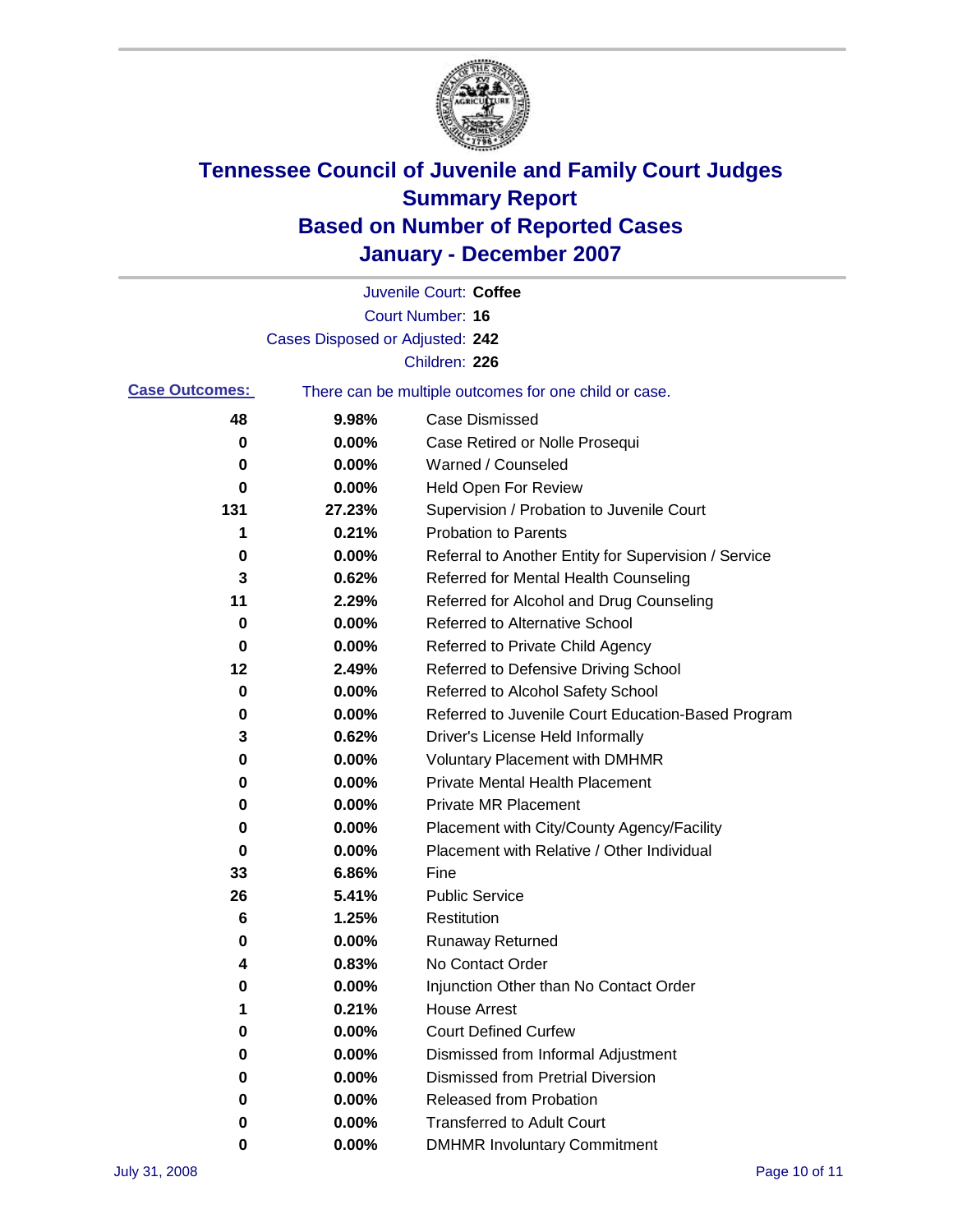# Tennessee Council of Juvenile and Family Court Judges
# Summary Report
# Based on Number of Reported Cases
# January - December 2007

Juvenile Court: **Coffee**

Court Number: **16**

Cases Disposed or Adjusted: **242**

Children: **226**

**Case Outcomes:** There can be multiple outcomes for one child or case.

| Count | Percent | Outcome |
|---|---|---|
| 48 | 9.98% | Case Dismissed |
| 0 | 0.00% | Case Retired or Nolle Prosequi |
| 0 | 0.00% | Warned / Counseled |
| 0 | 0.00% | Held Open For Review |
| 131 | 27.23% | Supervision / Probation to Juvenile Court |
| 1 | 0.21% | Probation to Parents |
| 0 | 0.00% | Referral to Another Entity for Supervision / Service |
| 3 | 0.62% | Referred for Mental Health Counseling |
| 11 | 2.29% | Referred for Alcohol and Drug Counseling |
| 0 | 0.00% | Referred to Alternative School |
| 0 | 0.00% | Referred to Private Child Agency |
| 12 | 2.49% | Referred to Defensive Driving School |
| 0 | 0.00% | Referred to Alcohol Safety School |
| 0 | 0.00% | Referred to Juvenile Court Education-Based Program |
| 3 | 0.62% | Driver's License Held Informally |
| 0 | 0.00% | Voluntary Placement with DMHMR |
| 0 | 0.00% | Private Mental Health Placement |
| 0 | 0.00% | Private MR Placement |
| 0 | 0.00% | Placement with City/County Agency/Facility |
| 0 | 0.00% | Placement with Relative / Other Individual |
| 33 | 6.86% | Fine |
| 26 | 5.41% | Public Service |
| 6 | 1.25% | Restitution |
| 0 | 0.00% | Runaway Returned |
| 4 | 0.83% | No Contact Order |
| 0 | 0.00% | Injunction Other than No Contact Order |
| 1 | 0.21% | House Arrest |
| 0 | 0.00% | Court Defined Curfew |
| 0 | 0.00% | Dismissed from Informal Adjustment |
| 0 | 0.00% | Dismissed from Pretrial Diversion |
| 0 | 0.00% | Released from Probation |
| 0 | 0.00% | Transferred to Adult Court |
| 0 | 0.00% | DMHMR Involuntary Commitment |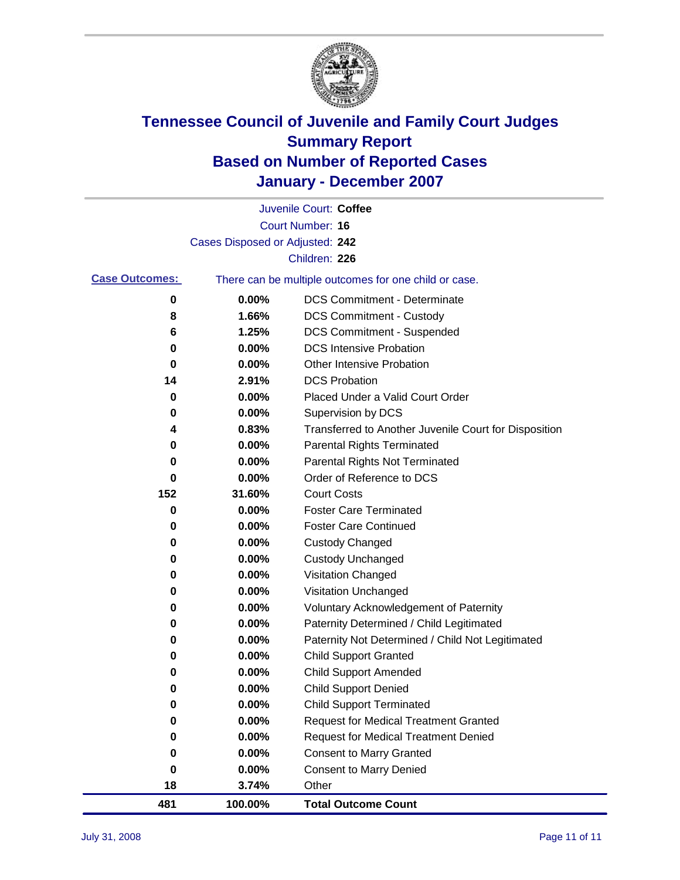# Tennessee Council of Juvenile and Family Court Judges
## Summary Report
## Based on Number of Reported Cases
## January - December 2007

Juvenile Court: **Coffee**

Court Number: **16**

Cases Disposed or Adjusted: **242**

Children: **226**

**Case Outcomes:** There can be multiple outcomes for one child or case.

| | | |
|---|---|---|
| 0 | 0.00% | DCS Commitment - Determinate |
| 8 | 1.66% | DCS Commitment - Custody |
| 6 | 1.25% | DCS Commitment - Suspended |
| 0 | 0.00% | DCS Intensive Probation |
| 0 | 0.00% | Other Intensive Probation |
| 14 | 2.91% | DCS Probation |
| 0 | 0.00% | Placed Under a Valid Court Order |
| 0 | 0.00% | Supervision by DCS |
| 4 | 0.83% | Transferred to Another Juvenile Court for Disposition |
| 0 | 0.00% | Parental Rights Terminated |
| 0 | 0.00% | Parental Rights Not Terminated |
| 0 | 0.00% | Order of Reference to DCS |
| 152 | 31.60% | Court Costs |
| 0 | 0.00% | Foster Care Terminated |
| 0 | 0.00% | Foster Care Continued |
| 0 | 0.00% | Custody Changed |
| 0 | 0.00% | Custody Unchanged |
| 0 | 0.00% | Visitation Changed |
| 0 | 0.00% | Visitation Unchanged |
| 0 | 0.00% | Voluntary Acknowledgement of Paternity |
| 0 | 0.00% | Paternity Determined / Child Legitimated |
| 0 | 0.00% | Paternity Not Determined / Child Not Legitimated |
| 0 | 0.00% | Child Support Granted |
| 0 | 0.00% | Child Support Amended |
| 0 | 0.00% | Child Support Denied |
| 0 | 0.00% | Child Support Terminated |
| 0 | 0.00% | Request for Medical Treatment Granted |
| 0 | 0.00% | Request for Medical Treatment Denied |
| 0 | 0.00% | Consent to Marry Granted |
| 0 | 0.00% | Consent to Marry Denied |
| 18 | 3.74% | Other |
| **481** | **100.00%** | **Total Outcome Count** |

July 31, 2008